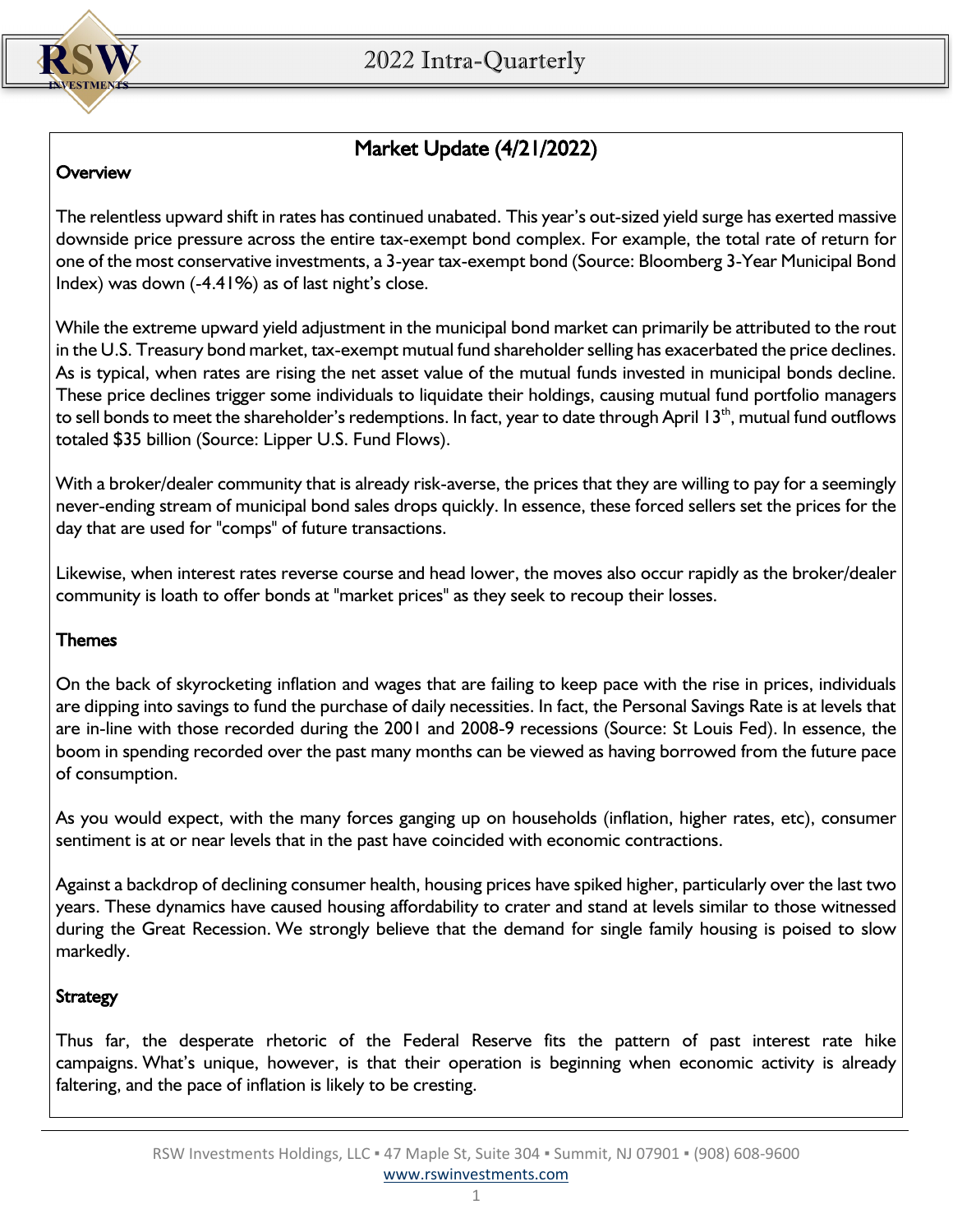# Market Update (4/21/2022)

## Overview

The relentless upward shift in rates has continued unabated. This year's out-sized yield surge has exerted massive downside price pressure across the entire tax-exempt bond complex. For example, the total rate of return for one of the most conservative investments, a 3-year tax-exempt bond (Source: Bloomberg 3-Year Municipal Bond Index) was down (-4.41%) as of last night's close.

While the extreme upward yield adjustment in the municipal bond market can primarily be attributed to the rout in the U.S. Treasury bond market, tax-exempt mutual fund shareholder selling has exacerbated the price declines. As is typical, when rates are rising the net asset value of the mutual funds invested in municipal bonds decline. These price declines trigger some individuals to liquidate their holdings, causing mutual fund portfolio managers to sell bonds to meet the shareholder's redemptions. In fact, year to date through April 13th, mutual fund outflows totaled $35 billion (Source: Lipper U.S. Fund Flows).

With a broker/dealer community that is already risk-averse, the prices that they are willing to pay for a seemingly never-ending stream of municipal bond sales drops quickly. In essence, these forced sellers set the prices for the day that are used for "comps" of future transactions.

Likewise, when interest rates reverse course and head lower, the moves also occur rapidly as the broker/dealer community is loath to offer bonds at "market prices" as they seek to recoup their losses.

## Themes

On the back of skyrocketing inflation and wages that are failing to keep pace with the rise in prices, individuals are dipping into savings to fund the purchase of daily necessities. In fact, the Personal Savings Rate is at levels that are in-line with those recorded during the 2001 and 2008-9 recessions (Source: St Louis Fed). In essence, the boom in spending recorded over the past many months can be viewed as having borrowed from the future pace of consumption.

As you would expect, with the many forces ganging up on households (inflation, higher rates, etc), consumer sentiment is at or near levels that in the past have coincided with economic contractions.

Against a backdrop of declining consumer health, housing prices have spiked higher, particularly over the last two years. These dynamics have caused housing affordability to crater and stand at levels similar to those witnessed during the Great Recession. We strongly believe that the demand for single family housing is poised to slow markedly.

## Strategy

Thus far, the desperate rhetoric of the Federal Reserve fits the pattern of past interest rate hike campaigns. What's unique, however, is that their operation is beginning when economic activity is already faltering, and the pace of inflation is likely to be cresting.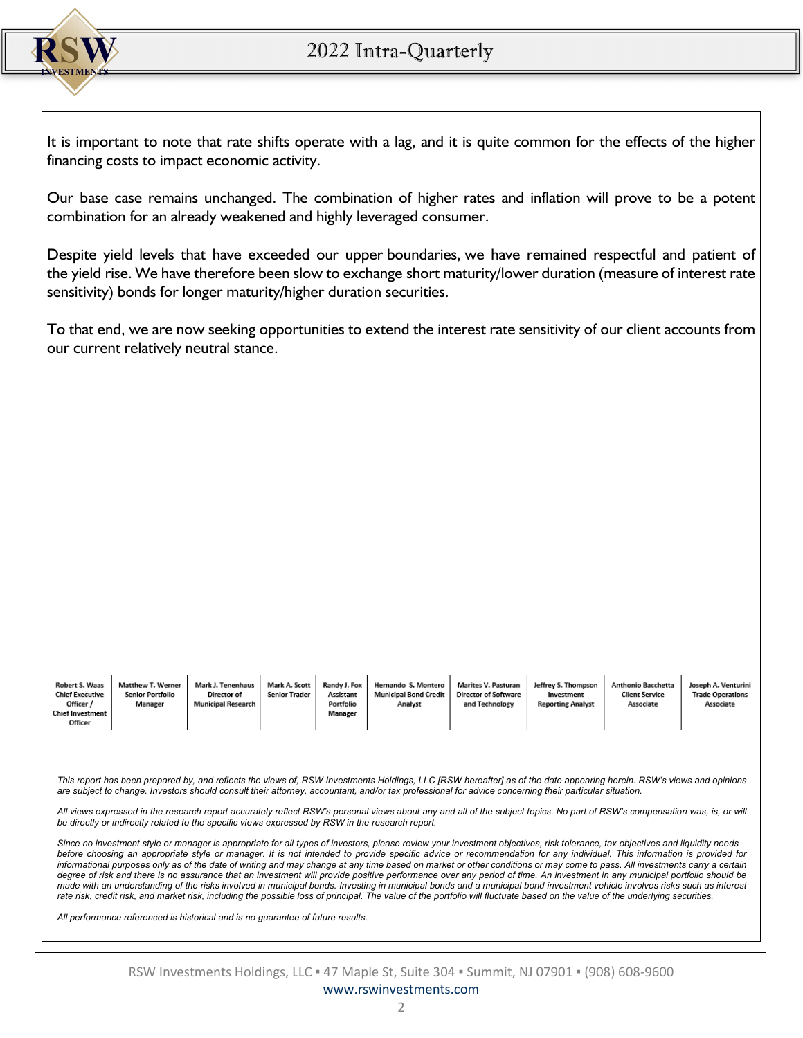It is important to note that rate shifts operate with a lag, and it is quite common for the effects of the higher financing costs to impact economic activity.

Our base case remains unchanged. The combination of higher rates and inflation will prove to be a potent combination for an already weakened and highly leveraged consumer.

Despite yield levels that have exceeded our upper boundaries, we have remained respectful and patient of the yield rise. We have therefore been slow to exchange short maturity/lower duration (measure of interest rate sensitivity) bonds for longer maturity/higher duration securities.

To that end, we are now seeking opportunities to extend the interest rate sensitivity of our client accounts from our current relatively neutral stance.

| | | | | | | | | | |
|---|---|---|---|---|---|---|---|---|---|
| **Robert S. Waas** Chief Executive Officer / Chief Investment Officer | **Matthew T. Werner** Senior Portfolio Manager | **Mark J. Tenenhaus** Director of Municipal Research | **Mark A. Scott** Senior Trader | **Randy J. Fox** Assistant Portfolio Manager | **Hernando S. Montero** Municipal Bond Credit Analyst | **Marites V. Pasturan** Director of Software and Technology | **Jeffrey S. Thompson** Investment Reporting Analyst | **Anthonio Bacchetta** Client Service Associate | **Joseph A. Venturini** Trade Operations Associate |

*This report has been prepared by, and reflects the views of, RSW Investments Holdings, LLC [RSW hereafter] as of the date appearing herein. RSW's views and opinions are subject to change. Investors should consult their attorney, accountant, and/or tax professional for advice concerning their particular situation.*

*All views expressed in the research report accurately reflect RSW's personal views about any and all of the subject topics. No part of RSW's compensation was, is, or will be directly or indirectly related to the specific views expressed by RSW in the research report.*

*Since no investment style or manager is appropriate for all types of investors, please review your investment objectives, risk tolerance, tax objectives and liquidity needs before choosing an appropriate style or manager. It is not intended to provide specific advice or recommendation for any individual. This information is provided for informational purposes only as of the date of writing and may change at any time based on market or other conditions or may come to pass. All investments carry a certain degree of risk and there is no assurance that an investment will provide positive performance over any period of time. An investment in any municipal portfolio should be made with an understanding of the risks involved in municipal bonds. Investing in municipal bonds and a municipal bond investment vehicle involves risks such as interest rate risk, credit risk, and market risk, including the possible loss of principal. The value of the portfolio will fluctuate based on the value of the underlying securities.*

*All performance referenced is historical and is no guarantee of future results.*

RSW Investments Holdings, LLC ▪ 47 Maple St, Suite 304 ▪ Summit, NJ 07901 ▪ (908) 608-9600
www.rswinvestments.com